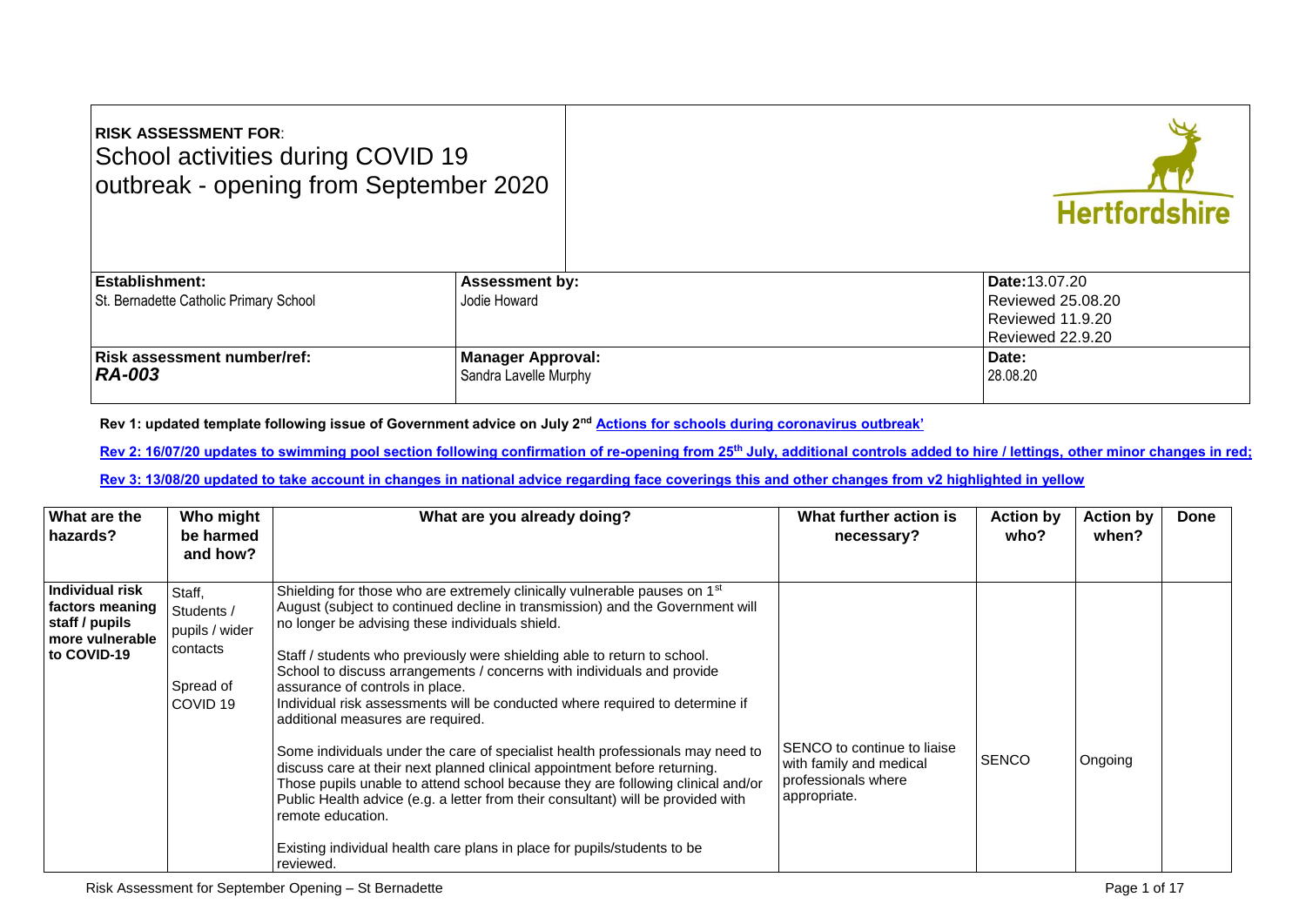| **RISK ASSESSMENT FOR**: School activities during COVID 19 outbreak - opening from September 2020 | | Hertfordshire |
|---|---|---|
| **Establishment:** St. Bernadette Catholic Primary School | **Assessment by:** Jodie Howard | **Date:** 13.07.20 Reviewed 25.08.20 Reviewed 11.9.20 Reviewed 22.9.20 |
| **Risk assessment number/ref:** ***RA-003*** | **Manager Approval:** Sandra Lavelle Murphy | **Date:** 28.08.20 |

**Rev 1: updated template following issue of Government advice on July 2nd Actions for schools during coronavirus outbreak'**

**Rev 2: 16/07/20 updates to swimming pool section following confirmation of re-opening from 25th July, additional controls added to hire / lettings, other minor changes in red;**

**Rev 3: 13/08/20 updated to take account in changes in national advice regarding face coverings this and other changes from v2 highlighted in yellow**

| What are the hazards? | Who might be harmed and how? | What are you already doing? | What further action is necessary? | Action by who? | Action by when? | Done |
|---|---|---|---|---|---|---|
| **Individual risk factors meaning staff / pupils more vulnerable to COVID-19** | Staff, Students / pupils / wider contacts<br><br>Spread of COVID 19 | Shielding for those who are extremely clinically vulnerable pauses on 1st August (subject to continued decline in transmission) and the Government will no longer be advising these individuals shield.<br><br>Staff / students who previously were shielding able to return to school. School to discuss arrangements / concerns with individuals and provide assurance of controls in place.<br>Individual risk assessments will be conducted where required to determine if additional measures are required.<br><br>Some individuals under the care of specialist health professionals may need to discuss care at their next planned clinical appointment before returning.<br>Those pupils unable to attend school because they are following clinical and/or Public Health advice (e.g. a letter from their consultant) will be provided with remote education.<br><br>Existing individual health care plans in place for pupils/students to be reviewed. | SENCO to continue to liaise with family and medical professionals where appropriate. | SENCO | Ongoing | |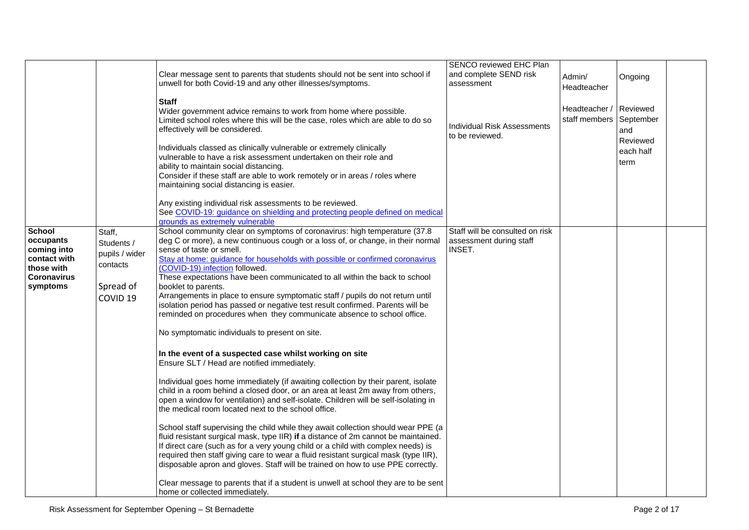| | | | | | | |
|---|---|---|---|---|---|---|
| | | Clear message sent to parents that students should not be sent into school if unwell for both Covid-19 and any other illnesses/symptoms.<br><br>**Staff**<br>Wider government advice remains to work from home where possible. Limited school roles where this will be the case, roles which are able to do so effectively will be considered.<br><br>Individuals classed as clinically vulnerable or extremely clinically vulnerable to have a risk assessment undertaken on their role and ability to maintain social distancing.<br>Consider if these staff are able to work remotely or in areas / roles where maintaining social distancing is easier.<br><br>Any existing individual risk assessments to be reviewed.<br>See [COVID-19: guidance on shielding and protecting people defined on medical grounds as extremely vulnerable]() | SENCO reviewed EHC Plan and complete SEND risk assessment<br><br>Individual Risk Assessments to be reviewed. | Admin/ Headteacher<br><br>Headteacher / staff members | Ongoing<br><br>Reviewed September and Reviewed each half term | |
| **School occupants coming into contact with those with Coronavirus symptoms** | Staff, Students / pupils / wider contacts<br><br>Spread of COVID 19 | School community clear on symptoms of coronavirus: high temperature (37.8 deg C or more), a new continuous cough or a loss of, or change, in their normal sense of taste or smell.<br>[Stay at home: guidance for households with possible or confirmed coronavirus (COVID-19) infection]() followed.<br>These expectations have been communicated to all within the back to school booklet to parents.<br>Arrangements in place to ensure symptomatic staff / pupils do not return until isolation period has passed or negative test result confirmed. Parents will be reminded on procedures when they communicate absence to school office.<br><br>No symptomatic individuals to present on site.<br><br>**In the event of a suspected case whilst working on site**<br>Ensure SLT / Head are notified immediately.<br><br>Individual goes home immediately (if awaiting collection by their parent, isolate child in a room behind a closed door, or an area at least 2m away from others, open a window for ventilation) and self-isolate. Children will be self-isolating in the medical room located next to the school office.<br><br>School staff supervising the child while they await collection should wear PPE (a fluid resistant surgical mask, type IIR) **if** a distance of 2m cannot be maintained. If direct care (such as for a very young child or a child with complex needs) is required then staff giving care to wear a fluid resistant surgical mask (type IIR), disposable apron and gloves. Staff will be trained on how to use PPE correctly.<br><br>Clear message to parents that if a student is unwell at school they are to be sent home or collected immediately. | Staff will be consulted on risk assessment during staff INSET. | | | |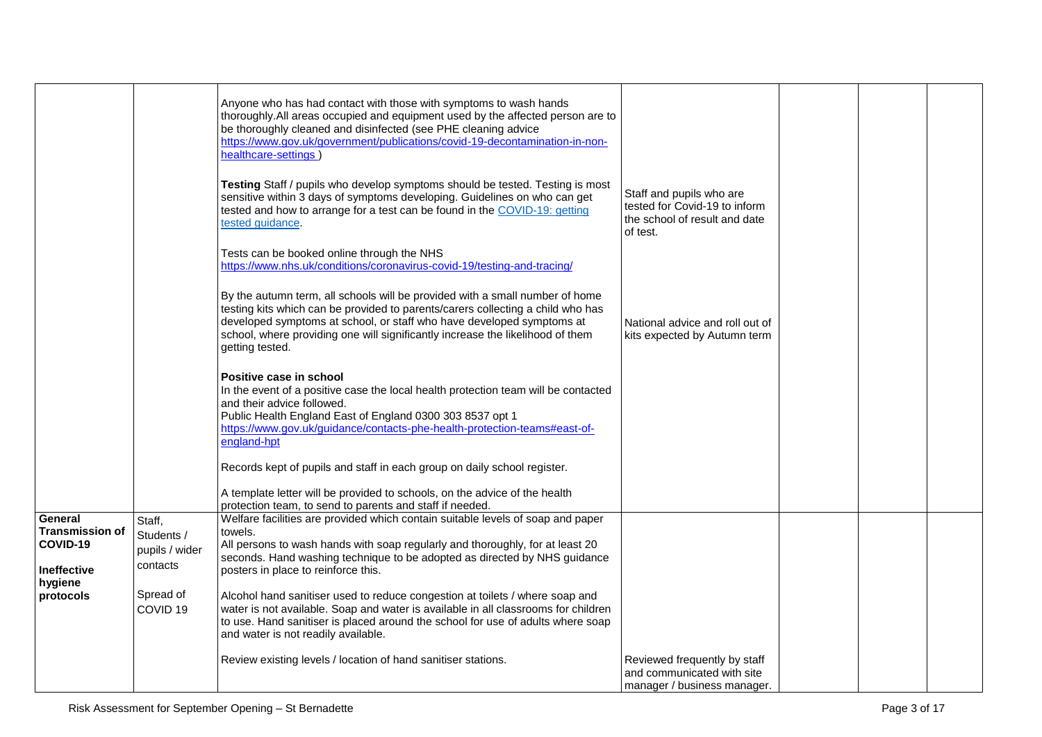| | | | | | | |
|---|---|---|---|---|---|---|
| | | Anyone who has had contact with those with symptoms to wash hands thoroughly.All areas occupied and equipment used by the affected person are to be thoroughly cleaned and disinfected (see PHE cleaning advice [https://www.gov.uk/government/publications/covid-19-decontamination-in-non-healthcare-settings](https://www.gov.uk/government/publications/covid-19-decontamination-in-non-healthcare-settings) )<br><br>**Testing** Staff / pupils who develop symptoms should be tested. Testing is most sensitive within 3 days of symptoms developing. Guidelines on who can get tested and how to arrange for a test can be found in the [COVID-19: getting tested guidance](#).<br><br>Tests can be booked online through the NHS [https://www.nhs.uk/conditions/coronavirus-covid-19/testing-and-tracing/](https://www.nhs.uk/conditions/coronavirus-covid-19/testing-and-tracing/)<br><br>By the autumn term, all schools will be provided with a small number of home testing kits which can be provided to parents/carers collecting a child who has developed symptoms at school, or staff who have developed symptoms at school, where providing one will significantly increase the likelihood of them getting tested.<br><br>**Positive case in school**<br>In the event of a positive case the local health protection team will be contacted and their advice followed.<br>Public Health England East of England 0300 303 8537 opt 1<br>[https://www.gov.uk/guidance/contacts-phe-health-protection-teams#east-of-england-hpt](https://www.gov.uk/guidance/contacts-phe-health-protection-teams#east-of-england-hpt)<br><br>Records kept of pupils and staff in each group on daily school register.<br><br>A template letter will be provided to schools, on the advice of the health protection team, to send to parents and staff if needed. | Staff and pupils who are tested for Covid-19 to inform the school of result and date of test.<br><br>National advice and roll out of kits expected by Autumn term | | | |
| **General Transmission of COVID-19**<br><br>**Ineffective hygiene protocols** | Staff, Students / pupils / wider contacts<br><br>Spread of COVID 19 | Welfare facilities are provided which contain suitable levels of soap and paper towels.<br>All persons to wash hands with soap regularly and thoroughly, for at least 20 seconds. Hand washing technique to be adopted as directed by NHS guidance posters in place to reinforce this.<br><br>Alcohol hand sanitiser used to reduce congestion at toilets / where soap and water is not available. Soap and water is available in all classrooms for children to use. Hand sanitiser is placed around the school for use of adults where soap and water is not readily available.<br><br>Review existing levels / location of hand sanitiser stations. | Reviewed frequently by staff and communicated with site manager / business manager. | | | |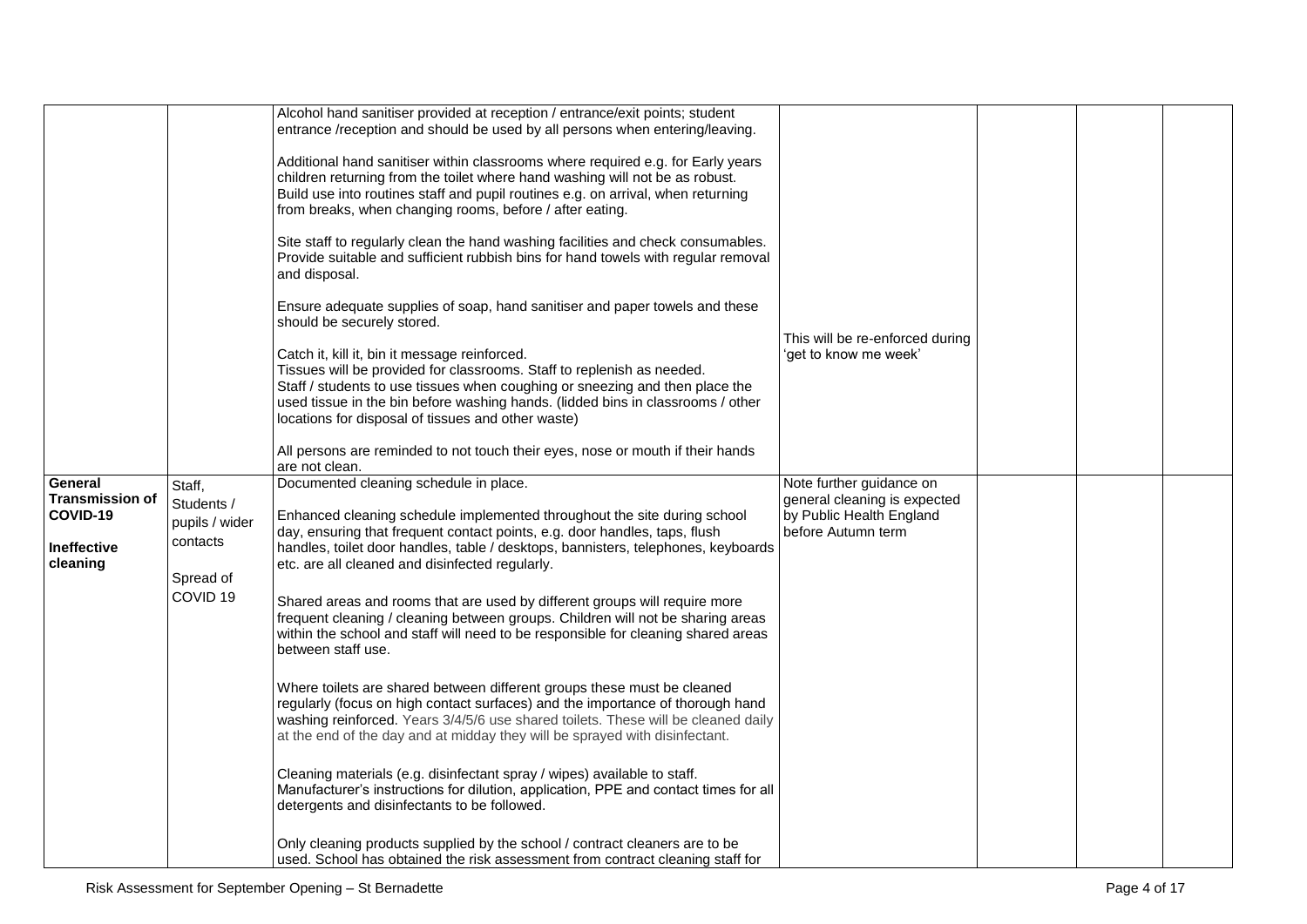| | | | | | | |
|---|---|---|---|---|---|---|
| | | Alcohol hand sanitiser provided at reception / entrance/exit points; student entrance /reception and should be used by all persons when entering/leaving.<br><br>Additional hand sanitiser within classrooms where required e.g. for Early years children returning from the toilet where hand washing will not be as robust. Build use into routines staff and pupil routines e.g. on arrival, when returning from breaks, when changing rooms, before / after eating.<br><br>Site staff to regularly clean the hand washing facilities and check consumables. Provide suitable and sufficient rubbish bins for hand towels with regular removal and disposal.<br><br>Ensure adequate supplies of soap, hand sanitiser and paper towels and these should be securely stored.<br><br>Catch it, kill it, bin it message reinforced.<br>Tissues will be provided for classrooms. Staff to replenish as needed.<br>Staff / students to use tissues when coughing or sneezing and then place the used tissue in the bin before washing hands. (lidded bins in classrooms / other locations for disposal of tissues and other waste)<br><br>All persons are reminded to not touch their eyes, nose or mouth if their hands are not clean. | This will be re-enforced during 'get to know me week' | | | |
| **General Transmission of COVID-19**<br><br>**Ineffective cleaning** | Staff, Students / pupils / wider contacts<br><br>Spread of COVID 19 | Documented cleaning schedule in place.<br><br>Enhanced cleaning schedule implemented throughout the site during school day, ensuring that frequent contact points, e.g. door handles, taps, flush handles, toilet door handles, table / desktops, bannisters, telephones, keyboards etc. are all cleaned and disinfected regularly.<br><br>Shared areas and rooms that are used by different groups will require more frequent cleaning / cleaning between groups. Children will not be sharing areas within the school and staff will need to be responsible for cleaning shared areas between staff use.<br><br>Where toilets are shared between different groups these must be cleaned regularly (focus on high contact surfaces) and the importance of thorough hand washing reinforced. Years 3/4/5/6 use shared toilets. These will be cleaned daily at the end of the day and at midday they will be sprayed with disinfectant.<br><br>Cleaning materials (e.g. disinfectant spray / wipes) available to staff. Manufacturer's instructions for dilution, application, PPE and contact times for all detergents and disinfectants to be followed.<br><br>Only cleaning products supplied by the school / contract cleaners are to be used. School has obtained the risk assessment from contract cleaning staff for | Note further guidance on general cleaning is expected by Public Health England before Autumn term | | | |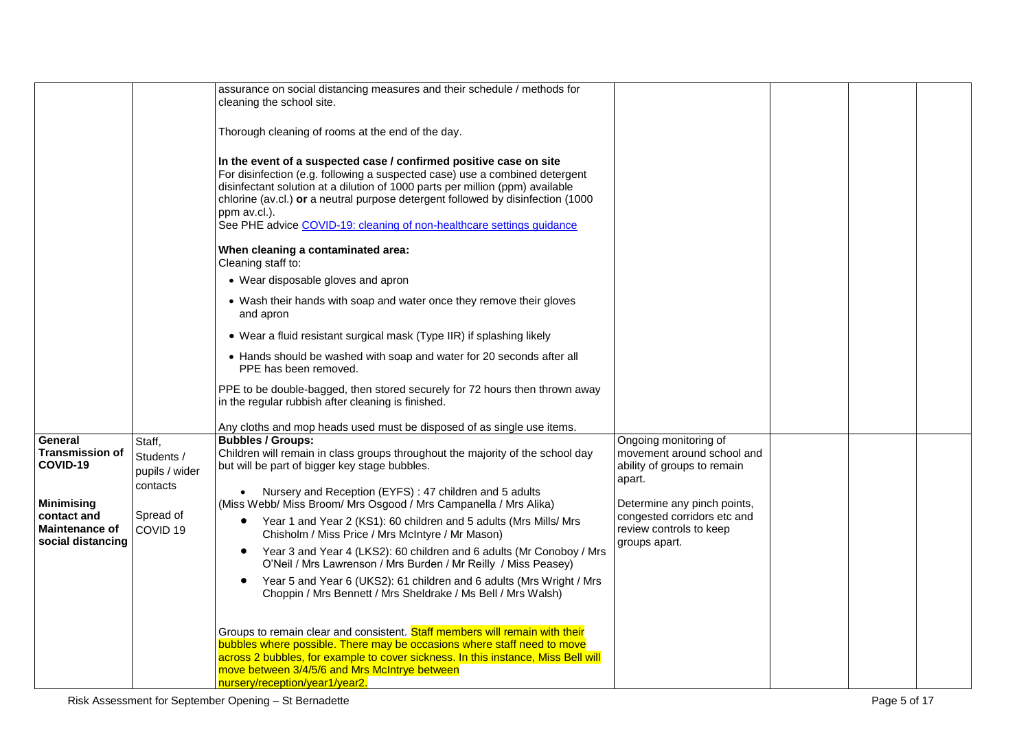| | | | | | | |
|---|---|---|---|---|---|---|
| | | assurance on social distancing measures and their schedule / methods for cleaning the school site.<br><br>Thorough cleaning of rooms at the end of the day.<br><br>**In the event of a suspected case / confirmed positive case on site**<br>For disinfection (e.g. following a suspected case) use a combined detergent disinfectant solution at a dilution of 1000 parts per million (ppm) available chlorine (av.cl.) **or** a neutral purpose detergent followed by disinfection (1000 ppm av.cl.).<br>See PHE advice COVID-19: cleaning of non-healthcare settings guidance<br><br>**When cleaning a contaminated area:**<br>Cleaning staff to:<br>• Wear disposable gloves and apron<br>• Wash their hands with soap and water once they remove their gloves and apron<br>• Wear a fluid resistant surgical mask (Type IIR) if splashing likely<br>• Hands should be washed with soap and water for 20 seconds after all PPE has been removed.<br><br>PPE to be double-bagged, then stored securely for 72 hours then thrown away in the regular rubbish after cleaning is finished.<br><br>Any cloths and mop heads used must be disposed of as single use items. | | | | |
| **General Transmission of COVID-19**<br><br>**Minimising contact and Maintenance of social distancing** | Staff, Students / pupils / wider contacts<br><br>Spread of COVID 19 | **Bubbles / Groups:**<br>Children will remain in class groups throughout the majority of the school day but will be part of bigger key stage bubbles.<br>• Nursery and Reception (EYFS) : 47 children and 5 adults (Miss Webb/ Miss Broom/ Mrs Osgood / Mrs Campanella / Mrs Alika)<br>• Year 1 and Year 2 (KS1): 60 children and 5 adults (Mrs Mills/ Mrs Chisholm / Miss Price / Mrs McIntyre / Mr Mason)<br>• Year 3 and Year 4 (LKS2): 60 children and 6 adults (Mr Conoboy / Mrs O'Neil / Mrs Lawrenson / Mrs Burden / Mr Reilly / Miss Peasey)<br>• Year 5 and Year 6 (UKS2): 61 children and 6 adults (Mrs Wright / Mrs Choppin / Mrs Bennett / Mrs Sheldrake / Ms Bell / Mrs Walsh)<br><br>Groups to remain clear and consistent. Staff members will remain with their bubbles where possible. There may be occasions where staff need to move across 2 bubbles, for example to cover sickness. In this instance, Miss Bell will move between 3/4/5/6 and Mrs McIntrye between nursery/reception/year1/year2. | Ongoing monitoring of movement around school and ability of groups to remain apart.<br><br>Determine any pinch points, congested corridors etc and review controls to keep groups apart. | | | |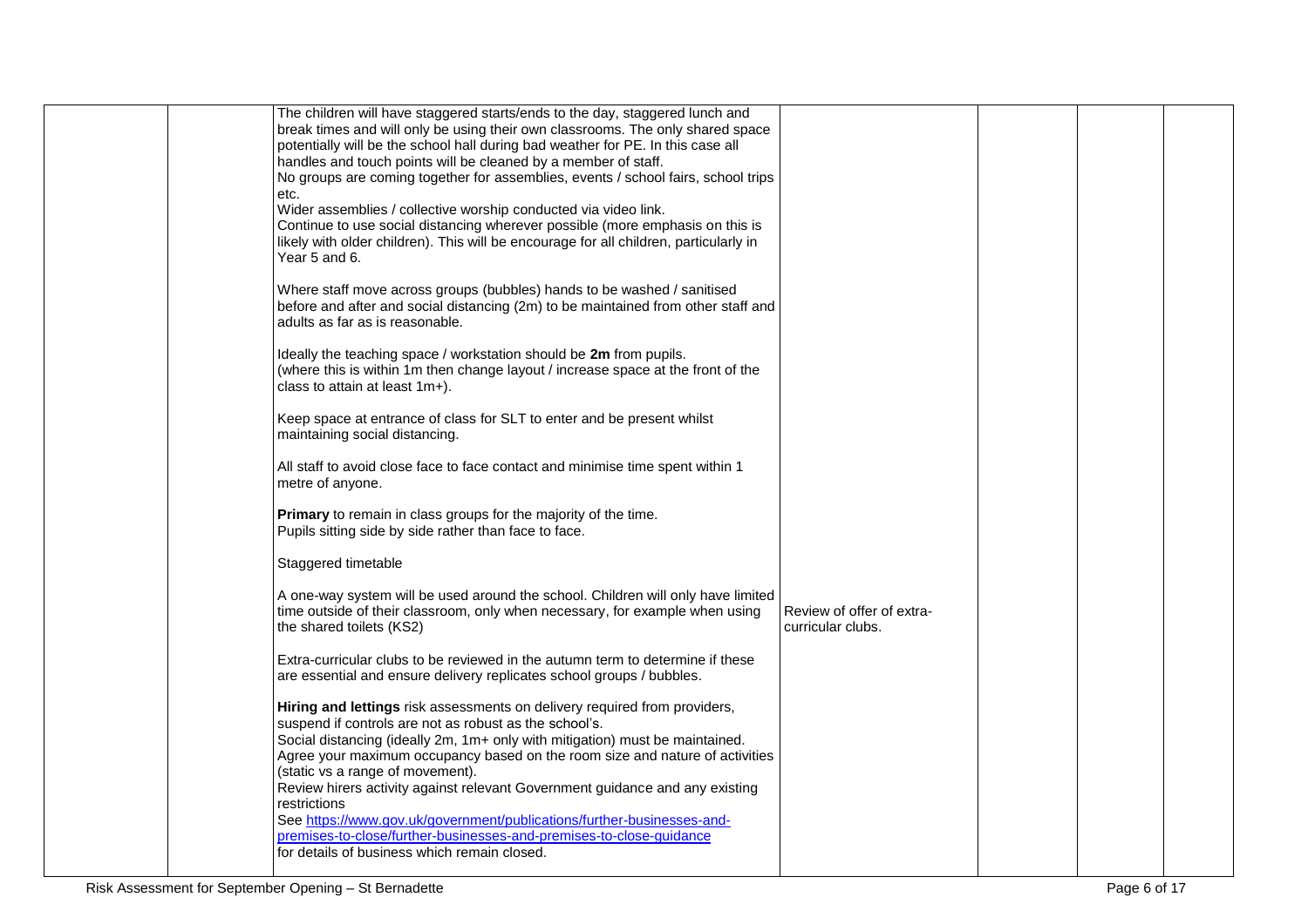|  |  | The children will have staggered starts/ends to the day, staggered lunch and break times and will only be using their own classrooms. The only shared space potentially will be the school hall during bad weather for PE. In this case all handles and touch points will be cleaned by a member of staff.<br>No groups are coming together for assemblies, events / school fairs, school trips etc.<br>Wider assemblies / collective worship conducted via video link.<br>Continue to use social distancing wherever possible (more emphasis on this is likely with older children). This will be encourage for all children, particularly in Year 5 and 6.<br><br>Where staff move across groups (bubbles) hands to be washed / sanitised before and after and social distancing (2m) to be maintained from other staff and adults as far as is reasonable.<br><br>Ideally the teaching space / workstation should be **2m** from pupils.<br>(where this is within 1m then change layout / increase space at the front of the class to attain at least 1m+).<br><br>Keep space at entrance of class for SLT to enter and be present whilst maintaining social distancing.<br><br>All staff to avoid close face to face contact and minimise time spent within 1 metre of anyone.<br><br>**Primary** to remain in class groups for the majority of the time.<br>Pupils sitting side by side rather than face to face.<br><br>Staggered timetable<br><br>A one-way system will be used around the school. Children will only have limited time outside of their classroom, only when necessary, for example when using the shared toilets (KS2)<br><br>Extra-curricular clubs to be reviewed in the autumn term to determine if these are essential and ensure delivery replicates school groups / bubbles.<br><br>**Hiring and lettings** risk assessments on delivery required from providers, suspend if controls are not as robust as the school's.<br>Social distancing (ideally 2m, 1m+ only with mitigation) must be maintained.<br>Agree your maximum occupancy based on the room size and nature of activities (static vs a range of movement).<br>Review hirers activity against relevant Government guidance and any existing restrictions<br>See https://www.gov.uk/government/publications/further-businesses-and-premises-to-close/further-businesses-and-premises-to-close-guidance<br>for details of business which remain closed. | Review of offer of extra-curricular clubs. |  |  |  |
|---|---|---|---|---|---|---|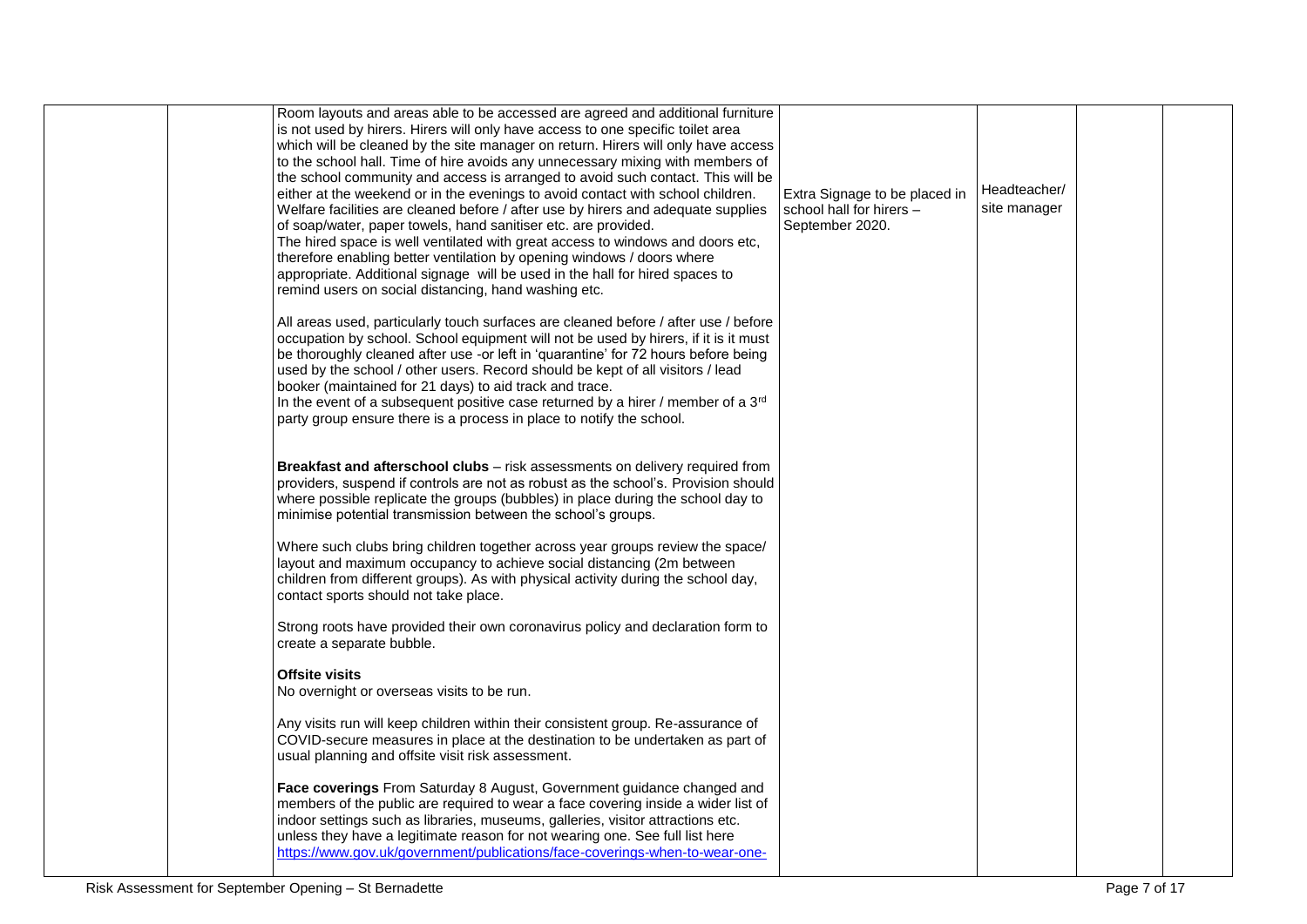| | | | | | | |
|---|---|---|---|---|---|---|
| | | Room layouts and areas able to be accessed are agreed and additional furniture is not used by hirers. Hirers will only have access to one specific toilet area which will be cleaned by the site manager on return. Hirers will only have access to the school hall. Time of hire avoids any unnecessary mixing with members of the school community and access is arranged to avoid such contact. This will be either at the weekend or in the evenings to avoid contact with school children. Welfare facilities are cleaned before / after use by hirers and adequate supplies of soap/water, paper towels, hand sanitiser etc. are provided.<br>The hired space is well ventilated with great access to windows and doors etc, therefore enabling better ventilation by opening windows / doors where appropriate. Additional signage will be used in the hall for hired spaces to remind users on social distancing, hand washing etc.<br><br>All areas used, particularly touch surfaces are cleaned before / after use / before occupation by school. School equipment will not be used by hirers, if it is it must be thoroughly cleaned after use -or left in 'quarantine' for 72 hours before being used by the school / other users. Record should be kept of all visitors / lead booker (maintained for 21 days) to aid track and trace.<br>In the event of a subsequent positive case returned by a hirer / member of a 3rd party group ensure there is a process in place to notify the school.<br><br>**Breakfast and afterschool clubs** – risk assessments on delivery required from providers, suspend if controls are not as robust as the school's. Provision should where possible replicate the groups (bubbles) in place during the school day to minimise potential transmission between the school's groups.<br><br>Where such clubs bring children together across year groups review the space/ layout and maximum occupancy to achieve social distancing (2m between children from different groups). As with physical activity during the school day, contact sports should not take place.<br><br>Strong roots have provided their own coronavirus policy and declaration form to create a separate bubble.<br><br>**Offsite visits**<br>No overnight or overseas visits to be run.<br><br>Any visits run will keep children within their consistent group. Re-assurance of COVID-secure measures in place at the destination to be undertaken as part of usual planning and offsite visit risk assessment.<br><br>**Face coverings** From Saturday 8 August, Government guidance changed and members of the public are required to wear a face covering inside a wider list of indoor settings such as libraries, museums, galleries, visitor attractions etc. unless they have a legitimate reason for not wearing one. See full list here https://www.gov.uk/government/publications/face-coverings-when-to-wear-one- | Extra Signage to be placed in school hall for hirers – September 2020. | Headteacher/ site manager | | |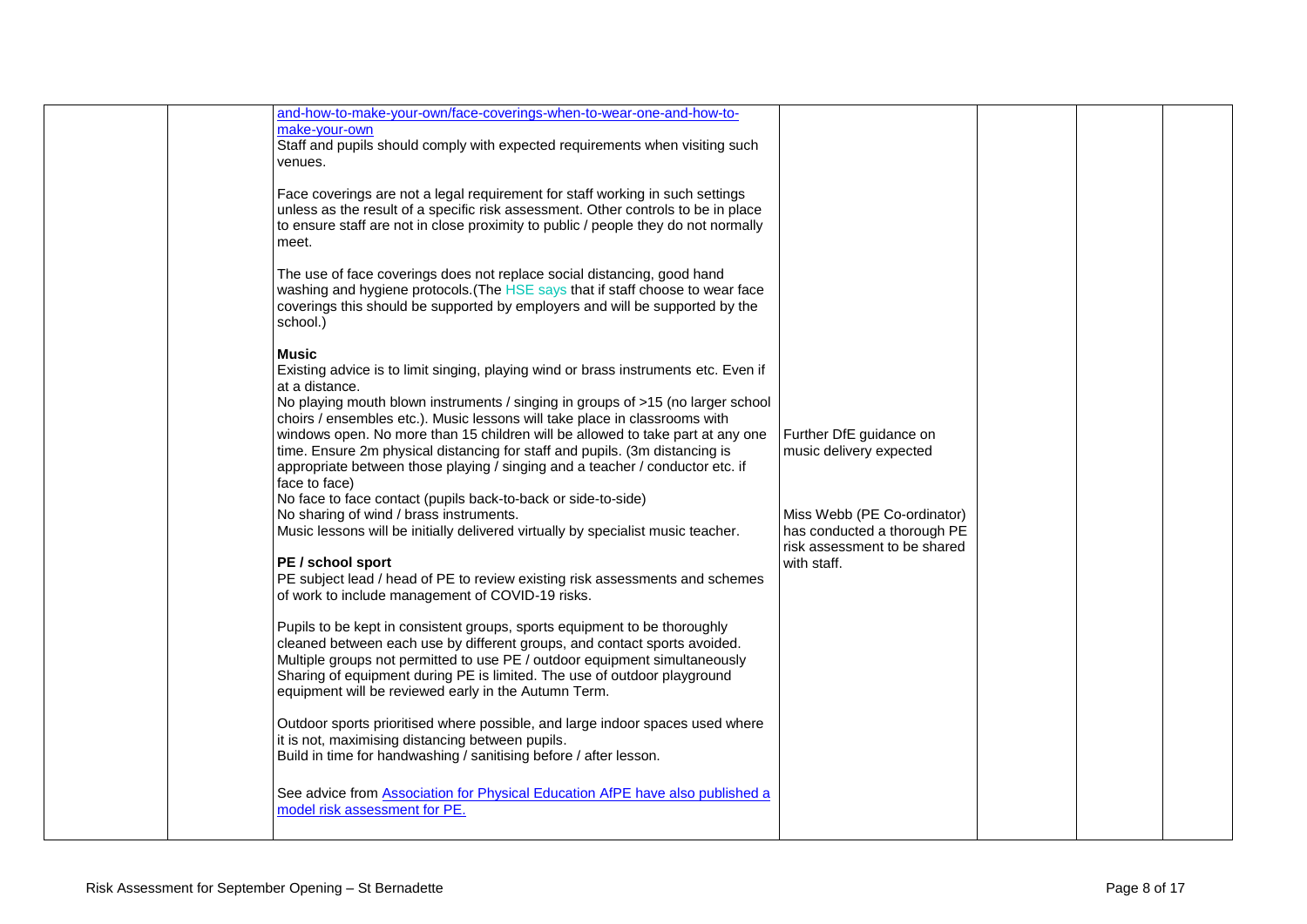| | | | | | | |
|---|---|---|---|---|---|---|
| | | and-how-to-make-your-own/face-coverings-when-to-wear-one-and-how-to-make-your-own<br>Staff and pupils should comply with expected requirements when visiting such venues.<br><br>Face coverings are not a legal requirement for staff working in such settings unless as the result of a specific risk assessment. Other controls to be in place to ensure staff are not in close proximity to public / people they do not normally meet.<br><br>The use of face coverings does not replace social distancing, good hand washing and hygiene protocols.(The HSE says that if staff choose to wear face coverings this should be supported by employers and will be supported by the school.)<br><br>**Music**<br>Existing advice is to limit singing, playing wind or brass instruments etc. Even if at a distance.<br>No playing mouth blown instruments / singing in groups of >15 (no larger school choirs / ensembles etc.). Music lessons will take place in classrooms with windows open. No more than 15 children will be allowed to take part at any one time. Ensure 2m physical distancing for staff and pupils. (3m distancing is appropriate between those playing / singing and a teacher / conductor etc. if face to face)<br>No face to face contact (pupils back-to-back or side-to-side)<br>No sharing of wind / brass instruments.<br>Music lessons will be initially delivered virtually by specialist music teacher.<br><br>**PE / school sport**<br>PE subject lead / head of PE to review existing risk assessments and schemes of work to include management of COVID-19 risks.<br><br>Pupils to be kept in consistent groups, sports equipment to be thoroughly cleaned between each use by different groups, and contact sports avoided. Multiple groups not permitted to use PE / outdoor equipment simultaneously Sharing of equipment during PE is limited. The use of outdoor playground equipment will be reviewed early in the Autumn Term.<br><br>Outdoor sports prioritised where possible, and large indoor spaces used where it is not, maximising distancing between pupils.<br>Build in time for handwashing / sanitising before / after lesson.<br><br>See advice from Association for Physical Education AfPE have also published a model risk assessment for PE. | Further DfE guidance on music delivery expected<br><br>Miss Webb (PE Co-ordinator) has conducted a thorough PE risk assessment to be shared with staff. | | | |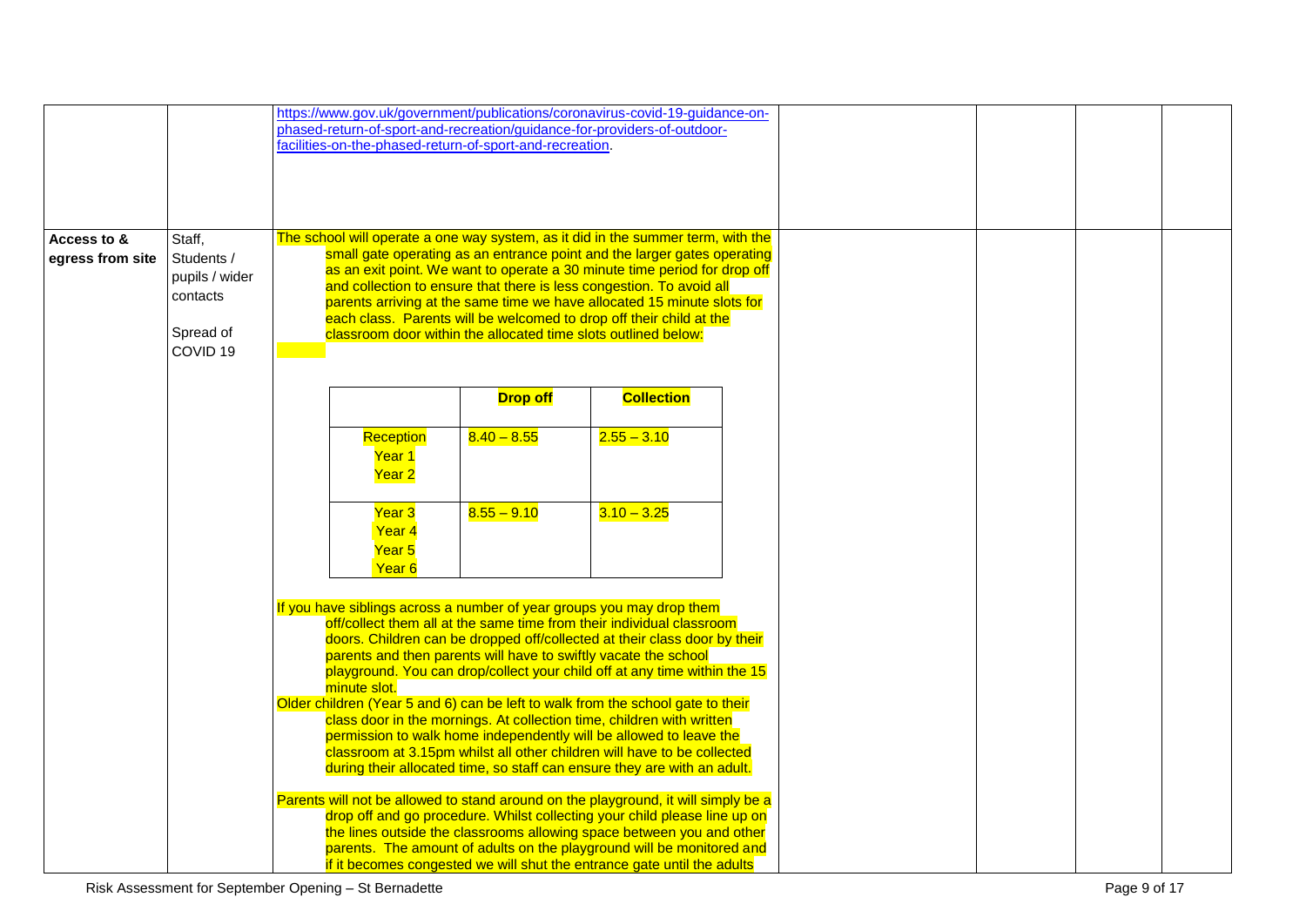| | | | | | | |
|---|---|---|---|---|---|---|
| | | https://www.gov.uk/government/publications/coronavirus-covid-19-guidance-on-phased-return-of-sport-and-recreation/guidance-for-providers-of-outdoor-facilities-on-the-phased-return-of-sport-and-recreation. | | | | |
| **Access to & egress from site** | Staff, Students / pupils / wider contacts<br><br>Spread of COVID 19 | The school will operate a one way system, as it did in the summer term, with the small gate operating as an entrance point and the larger gates operating as an exit point. We want to operate a 30 minute time period for drop off and collection to ensure that there is less congestion. To avoid all parents arriving at the same time we have allocated 15 minute slots for each class. Parents will be welcomed to drop off their child at the classroom door within the allocated time slots outlined below:<br><br>(see timetable below)<br><br>If you have siblings across a number of year groups you may drop them off/collect them all at the same time from their individual classroom doors. Children can be dropped off/collected at their class door by their parents and then parents will have to swiftly vacate the school playground. You can drop/collect your child off at any time within the 15 minute slot.<br>Older children (Year 5 and 6) can be left to walk from the school gate to their class door in the mornings. At collection time, children with written permission to walk home independently will be allowed to leave the classroom at 3.15pm whilst all other children will have to be collected during their allocated time, so staff can ensure they are with an adult.<br><br>Parents will not be allowed to stand around on the playground, it will simply be a drop off and go procedure. Whilst collecting your child please line up on the lines outside the classrooms allowing space between you and other parents. The amount of adults on the playground will be monitored and if it becomes congested we will shut the entrance gate until the adults | | | | |

| | **Drop off** | **Collection** |
|---|---|---|
| Reception<br>Year 1<br>Year 2 | 8.40 – 8.55 | 2.55 – 3.10 |
| Year 3<br>Year 4<br>Year 5<br>Year 6 | 8.55 – 9.10 | 3.10 – 3.25 |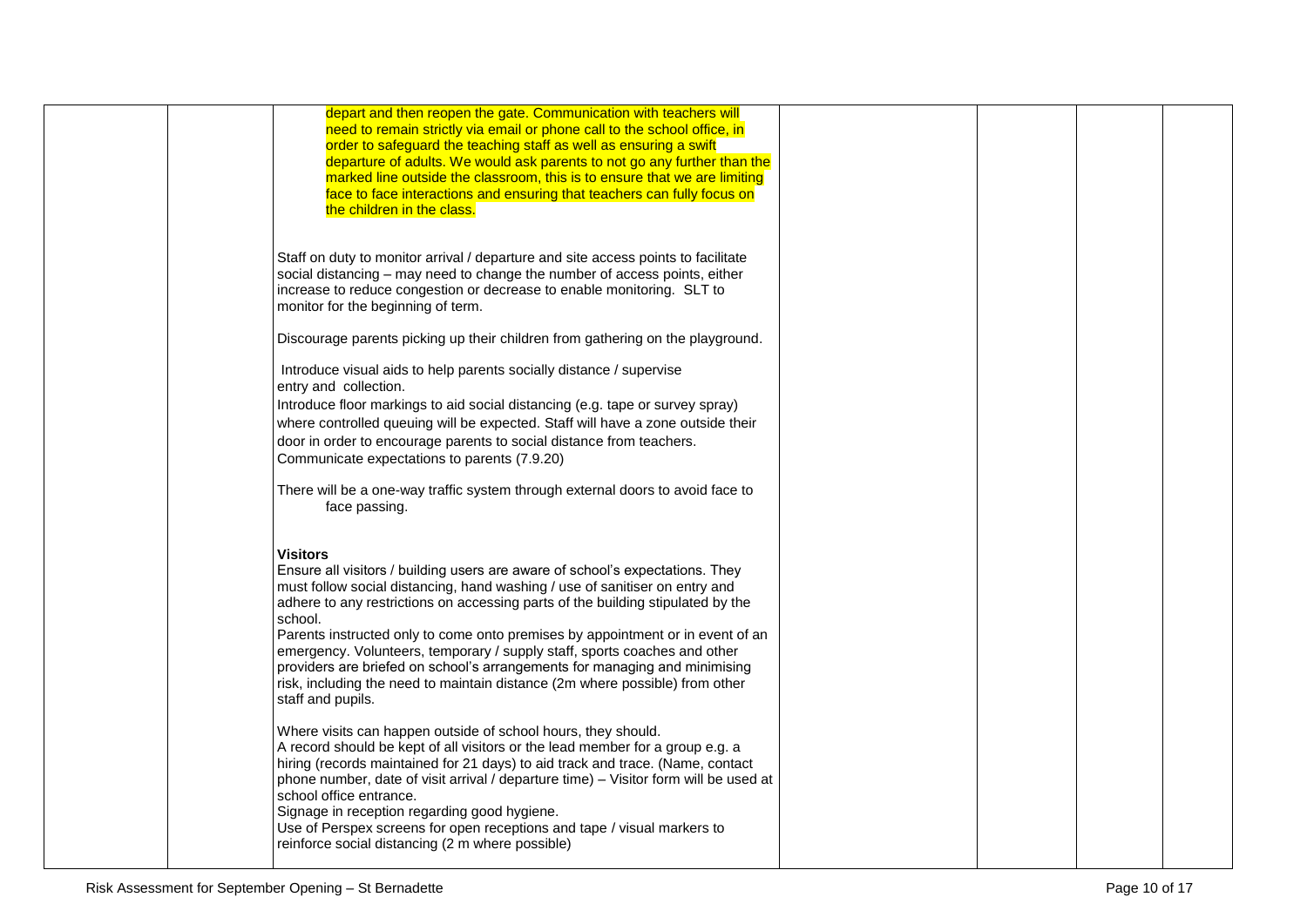| | | depart and then reopen the gate. Communication with teachers will need to remain strictly via email or phone call to the school office, in order to safeguard the teaching staff as well as ensuring a swift departure of adults. We would ask parents to not go any further than the marked line outside the classroom, this is to ensure that we are limiting face to face interactions and ensuring that teachers can fully focus on the children in the class.<br><br>Staff on duty to monitor arrival / departure and site access points to facilitate social distancing – may need to change the number of access points, either increase to reduce congestion or decrease to enable monitoring. SLT to monitor for the beginning of term.<br><br>Discourage parents picking up their children from gathering on the playground.<br><br>Introduce visual aids to help parents socially distance / supervise entry and collection.<br>Introduce floor markings to aid social distancing (e.g. tape or survey spray) where controlled queuing will be expected. Staff will have a zone outside their door in order to encourage parents to social distance from teachers.<br>Communicate expectations to parents (7.9.20)<br><br>There will be a one-way traffic system through external doors to avoid face to face passing.<br><br>**Visitors**<br>Ensure all visitors / building users are aware of school's expectations. They must follow social distancing, hand washing / use of sanitiser on entry and adhere to any restrictions on accessing parts of the building stipulated by the school.<br>Parents instructed only to come onto premises by appointment or in event of an emergency. Volunteers, temporary / supply staff, sports coaches and other providers are briefed on school's arrangements for managing and minimising risk, including the need to maintain distance (2m where possible) from other staff and pupils.<br><br>Where visits can happen outside of school hours, they should.<br>A record should be kept of all visitors or the lead member for a group e.g. a hiring (records maintained for 21 days) to aid track and trace. (Name, contact phone number, date of visit arrival / departure time) – Visitor form will be used at school office entrance.<br>Signage in reception regarding good hygiene.<br>Use of Perspex screens for open receptions and tape / visual markers to reinforce social distancing (2 m where possible) | | | | |
|---|---|---|---|---|---|---|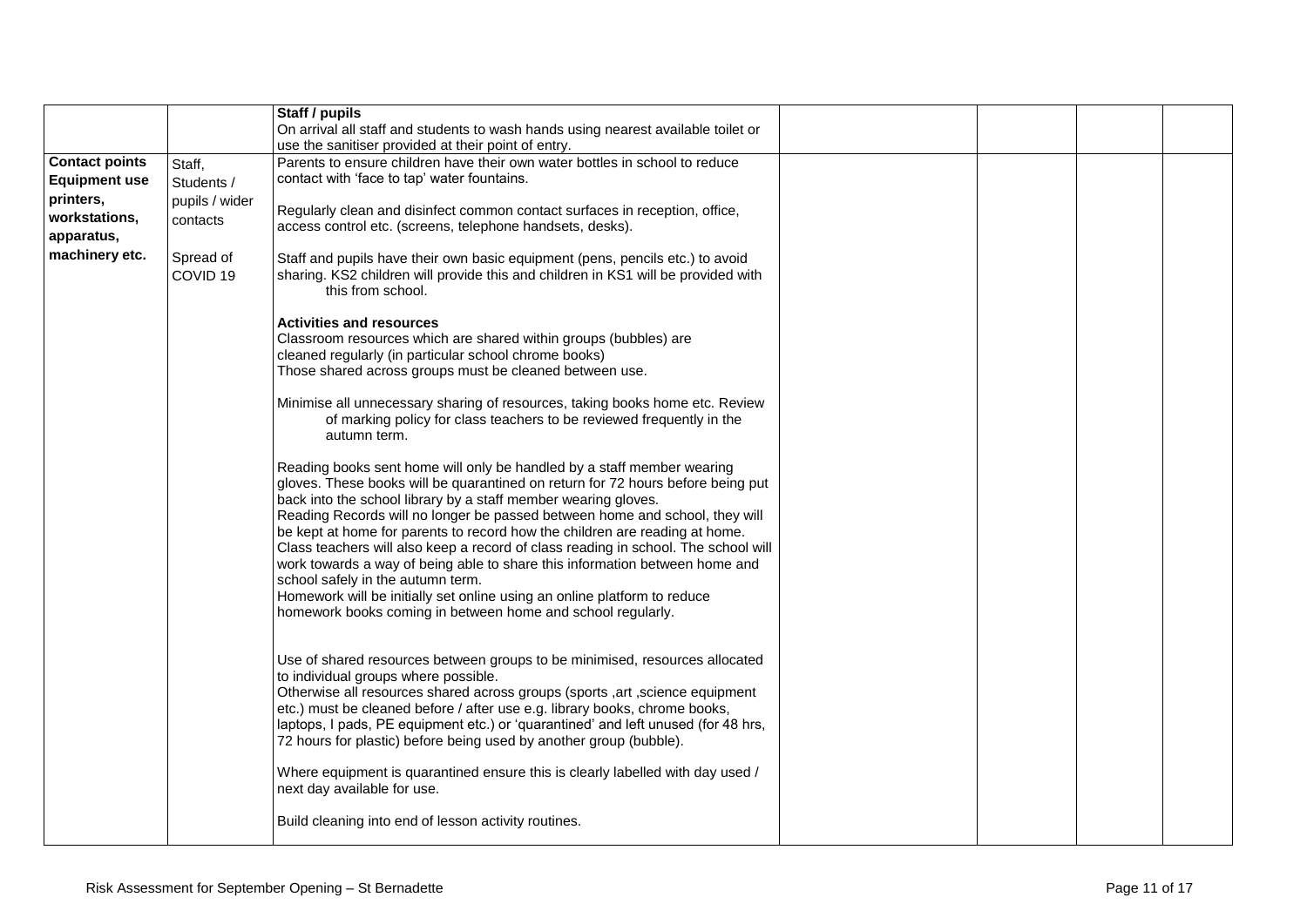| | | | | | | |
|---|---|---|---|---|---|---|
| | | **Staff / pupils**<br>On arrival all staff and students to wash hands using nearest available toilet or use the sanitiser provided at their point of entry. | | | | |
| **Contact points Equipment use printers, workstations, apparatus, machinery etc.** | Staff, Students / pupils / wider contacts<br><br>Spread of COVID 19 | Parents to ensure children have their own water bottles in school to reduce contact with 'face to tap' water fountains.<br><br>Regularly clean and disinfect common contact surfaces in reception, office, access control etc. (screens, telephone handsets, desks).<br><br>Staff and pupils have their own basic equipment (pens, pencils etc.) to avoid sharing. KS2 children will provide this and children in KS1 will be provided with this from school.<br><br>**Activities and resources**<br>Classroom resources which are shared within groups (bubbles) are cleaned regularly (in particular school chrome books)<br>Those shared across groups must be cleaned between use.<br><br>Minimise all unnecessary sharing of resources, taking books home etc. Review of marking policy for class teachers to be reviewed frequently in the autumn term.<br><br>Reading books sent home will only be handled by a staff member wearing gloves. These books will be quarantined on return for 72 hours before being put back into the school library by a staff member wearing gloves.<br>Reading Records will no longer be passed between home and school, they will be kept at home for parents to record how the children are reading at home. Class teachers will also keep a record of class reading in school. The school will work towards a way of being able to share this information between home and school safely in the autumn term.<br>Homework will be initially set online using an online platform to reduce homework books coming in between home and school regularly.<br><br>Use of shared resources between groups to be minimised, resources allocated to individual groups where possible.<br>Otherwise all resources shared across groups (sports ,art ,science equipment etc.) must be cleaned before / after use e.g. library books, chrome books, laptops, I pads, PE equipment etc.) or 'quarantined' and left unused (for 48 hrs, 72 hours for plastic) before being used by another group (bubble).<br><br>Where equipment is quarantined ensure this is clearly labelled with day used / next day available for use.<br><br>Build cleaning into end of lesson activity routines. | | | | |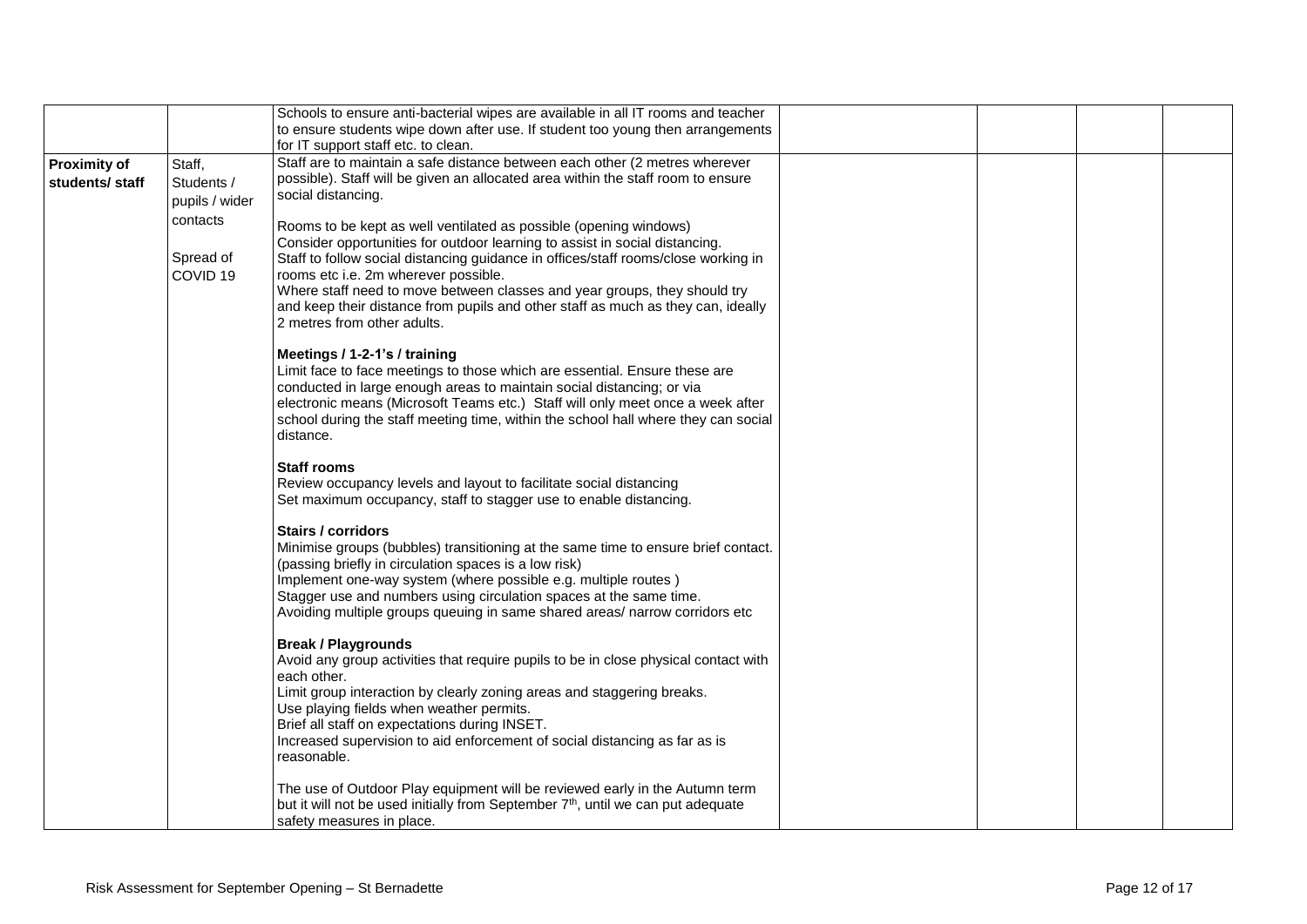| | | | | | | |
|---|---|---|---|---|---|---|
| | | Schools to ensure anti-bacterial wipes are available in all IT rooms and teacher to ensure students wipe down after use. If student too young then arrangements for IT support staff etc. to clean. | | | | |
| **Proximity of students/ staff** | Staff, Students / pupils / wider contacts<br><br>Spread of COVID 19 | Staff are to maintain a safe distance between each other (2 metres wherever possible). Staff will be given an allocated area within the staff room to ensure social distancing.<br><br>Rooms to be kept as well ventilated as possible (opening windows)<br>Consider opportunities for outdoor learning to assist in social distancing.<br>Staff to follow social distancing guidance in offices/staff rooms/close working in rooms etc i.e. 2m wherever possible.<br>Where staff need to move between classes and year groups, they should try and keep their distance from pupils and other staff as much as they can, ideally 2 metres from other adults.<br><br>**Meetings / 1-2-1's / training**<br>Limit face to face meetings to those which are essential. Ensure these are conducted in large enough areas to maintain social distancing; or via electronic means (Microsoft Teams etc.) Staff will only meet once a week after school during the staff meeting time, within the school hall where they can social distance.<br><br>**Staff rooms**<br>Review occupancy levels and layout to facilitate social distancing<br>Set maximum occupancy, staff to stagger use to enable distancing.<br><br>**Stairs / corridors**<br>Minimise groups (bubbles) transitioning at the same time to ensure brief contact. (passing briefly in circulation spaces is a low risk)<br>Implement one-way system (where possible e.g. multiple routes )<br>Stagger use and numbers using circulation spaces at the same time.<br>Avoiding multiple groups queuing in same shared areas/ narrow corridors etc<br><br>**Break / Playgrounds**<br>Avoid any group activities that require pupils to be in close physical contact with each other.<br>Limit group interaction by clearly zoning areas and staggering breaks.<br>Use playing fields when weather permits.<br>Brief all staff on expectations during INSET.<br>Increased supervision to aid enforcement of social distancing as far as is reasonable.<br><br>The use of Outdoor Play equipment will be reviewed early in the Autumn term but it will not be used initially from September 7th, until we can put adequate safety measures in place. | | | | |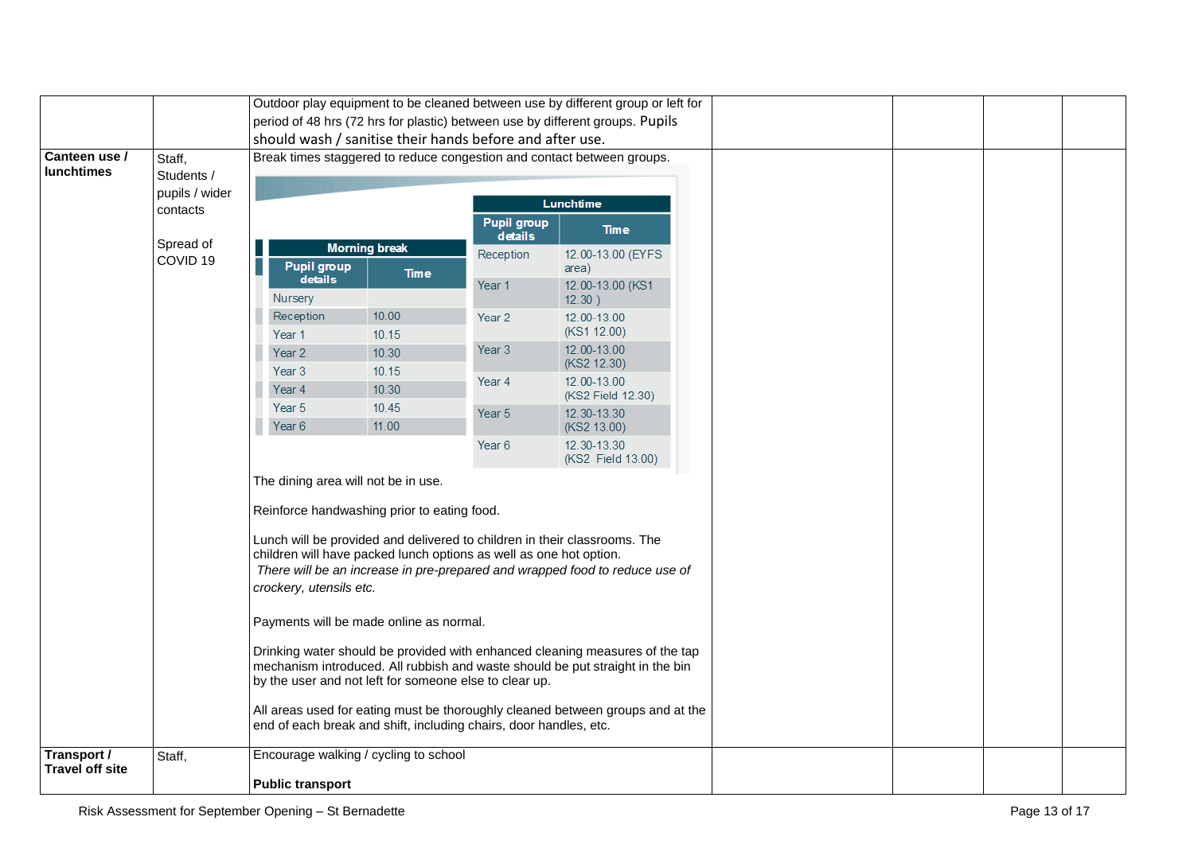| | | | | | | |
|---|---|---|---|---|---|---|
| | | Outdoor play equipment to be cleaned between use by different group or left for period of 48 hrs (72 hrs for plastic) between use by different groups. Pupils should wash / sanitise their hands before and after use. | | | | |
| **Canteen use / lunchtimes** | Staff, Students / pupils / wider contacts<br><br>Spread of COVID 19 | Break times staggered to reduce congestion and contact between groups.<br><br>**Morning break**<br><br>Pupil group details – Time:<br>Nursery –<br>Reception – 10.00<br>Year 1 – 10.15<br>Year 2 – 10.30<br>Year 3 – 10.15<br>Year 4 – 10.30<br>Year 5 – 10.45<br>Year 6 – 11.00<br><br>**Lunchtime**<br><br>Pupil group details – Time:<br>Reception – 12.00-13.00 (EYFS area)<br>Year 1 – 12.00-13.00 (KS1 12.30 )<br>Year 2 – 12.00-13.00 (KS1 12.00)<br>Year 3 – 12.00-13.00 (KS2 12.30)<br>Year 4 – 12.00-13.00 (KS2 Field 12.30)<br>Year 5 – 12.30-13.30 (KS2 13.00)<br>Year 6 – 12.30-13.30 (KS2 Field 13.00)<br><br>The dining area will not be in use.<br><br>Reinforce handwashing prior to eating food.<br><br>Lunch will be provided and delivered to children in their classrooms. The children will have packed lunch options as well as one hot option.<br>*There will be an increase in pre-prepared and wrapped food to reduce use of crockery, utensils etc.*<br><br>Payments will be made online as normal.<br><br>Drinking water should be provided with enhanced cleaning measures of the tap mechanism introduced. All rubbish and waste should be put straight in the bin by the user and not left for someone else to clear up.<br><br>All areas used for eating must be thoroughly cleaned between groups and at the end of each break and shift, including chairs, door handles, etc. | | | | |
| **Transport / Travel off site** | Staff, | Encourage walking / cycling to school<br><br>**Public transport** | | | | |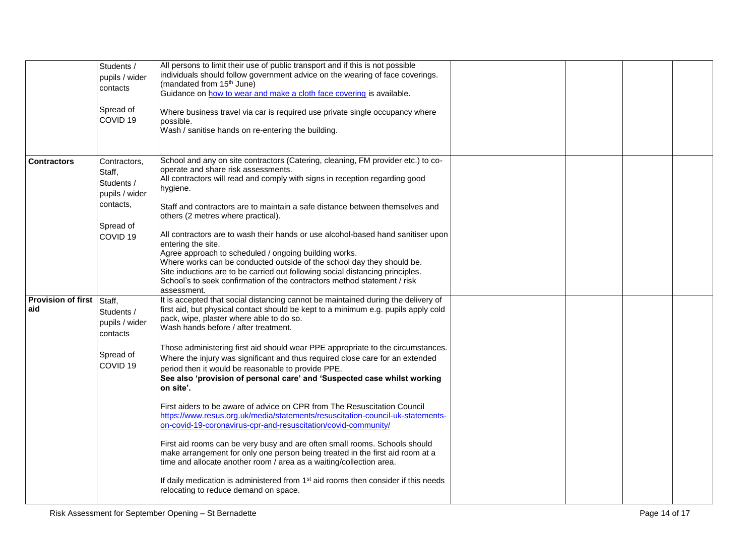| | | | | | | |
|---|---|---|---|---|---|---|
| | Students / pupils / wider contacts<br><br>Spread of COVID 19 | All persons to limit their use of public transport and if this is not possible individuals should follow government advice on the wearing of face coverings. (mandated from 15th June)<br>Guidance on [how to wear and make a cloth face covering](#) is available.<br><br>Where business travel via car is required use private single occupancy where possible.<br>Wash / sanitise hands on re-entering the building. | | | | |
| **Contractors** | Contractors, Staff, Students / pupils / wider contacts,<br><br>Spread of COVID 19 | School and any on site contractors (Catering, cleaning, FM provider etc.) to co-operate and share risk assessments.<br>All contractors will read and comply with signs in reception regarding good hygiene.<br><br>Staff and contractors are to maintain a safe distance between themselves and others (2 metres where practical).<br><br>All contractors are to wash their hands or use alcohol-based hand sanitiser upon entering the site.<br>Agree approach to scheduled / ongoing building works.<br>Where works can be conducted outside of the school day they should be.<br>Site inductions are to be carried out following social distancing principles.<br>School's to seek confirmation of the contractors method statement / risk assessment. | | | | |
| **Provision of first aid** | Staff, Students / pupils / wider contacts<br><br>Spread of COVID 19 | It is accepted that social distancing cannot be maintained during the delivery of first aid, but physical contact should be kept to a minimum e.g. pupils apply cold pack, wipe, plaster where able to do so.<br>Wash hands before / after treatment.<br><br>Those administering first aid should wear PPE appropriate to the circumstances. Where the injury was significant and thus required close care for an extended period then it would be reasonable to provide PPE.<br>**See also 'provision of personal care' and 'Suspected case whilst working on site'.**<br><br>First aiders to be aware of advice on CPR from The Resuscitation Council https://www.resus.org.uk/media/statements/resuscitation-council-uk-statements-on-covid-19-coronavirus-cpr-and-resuscitation/covid-community/<br><br>First aid rooms can be very busy and are often small rooms. Schools should make arrangement for only one person being treated in the first aid room at a time and allocate another room / area as a waiting/collection area.<br><br>If daily medication is administered from 1st aid rooms then consider if this needs relocating to reduce demand on space. | | | | |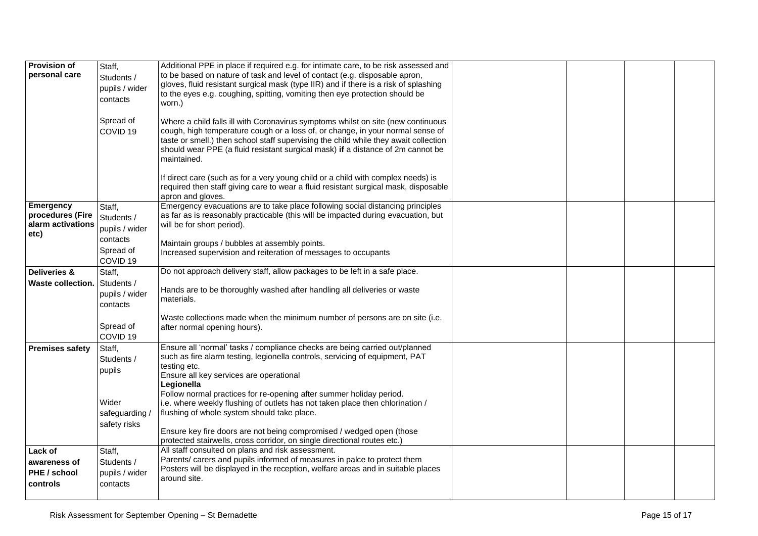| **Provision of personal care** | Staff, Students / pupils / wider contacts<br><br>Spread of COVID 19 | Additional PPE in place if required e.g. for intimate care, to be risk assessed and to be based on nature of task and level of contact (e.g. disposable apron, gloves, fluid resistant surgical mask (type IIR) and if there is a risk of splashing to the eyes e.g. coughing, spitting, vomiting then eye protection should be worn.)<br><br>Where a child falls ill with Coronavirus symptoms whilst on site (new continuous cough, high temperature cough or a loss of, or change, in your normal sense of taste or smell.) then school staff supervising the child while they await collection should wear PPE (a fluid resistant surgical mask) **if** a distance of 2m cannot be maintained.<br><br>If direct care (such as for a very young child or a child with complex needs) is required then staff giving care to wear a fluid resistant surgical mask, disposable apron and gloves. | | | | |
|---|---|---|---|---|---|---|
| **Emergency procedures (Fire alarm activations etc)** | Staff, Students / pupils / wider contacts<br>Spread of COVID 19 | Emergency evacuations are to take place following social distancing principles as far as is reasonably practicable (this will be impacted during evacuation, but will be for short period).<br><br>Maintain groups / bubbles at assembly points.<br>Increased supervision and reiteration of messages to occupants | | | | |
| **Deliveries & Waste collection.** | Staff, Students / pupils / wider contacts<br><br>Spread of COVID 19 | Do not approach delivery staff, allow packages to be left in a safe place.<br><br>Hands are to be thoroughly washed after handling all deliveries or waste materials.<br><br>Waste collections made when the minimum number of persons are on site (i.e. after normal opening hours). | | | | |
| **Premises safety** | Staff, Students / pupils<br><br>Wider safeguarding / safety risks | Ensure all 'normal' tasks / compliance checks are being carried out/planned such as fire alarm testing, legionella controls, servicing of equipment, PAT testing etc.<br>Ensure all key services are operational<br>**Legionella**<br>Follow normal practices for re-opening after summer holiday period.<br>i.e. where weekly flushing of outlets has not taken place then chlorination / flushing of whole system should take place.<br><br>Ensure key fire doors are not being compromised / wedged open (those protected stairwells, cross corridor, on single directional routes etc.) | | | | |
| **Lack of awareness of PHE / school controls** | Staff, Students / pupils / wider contacts | All staff consulted on plans and risk assessment.<br>Parents/ carers and pupils informed of measures in palce to protect them<br>Posters will be displayed in the reception, welfare areas and in suitable places around site. | | | | |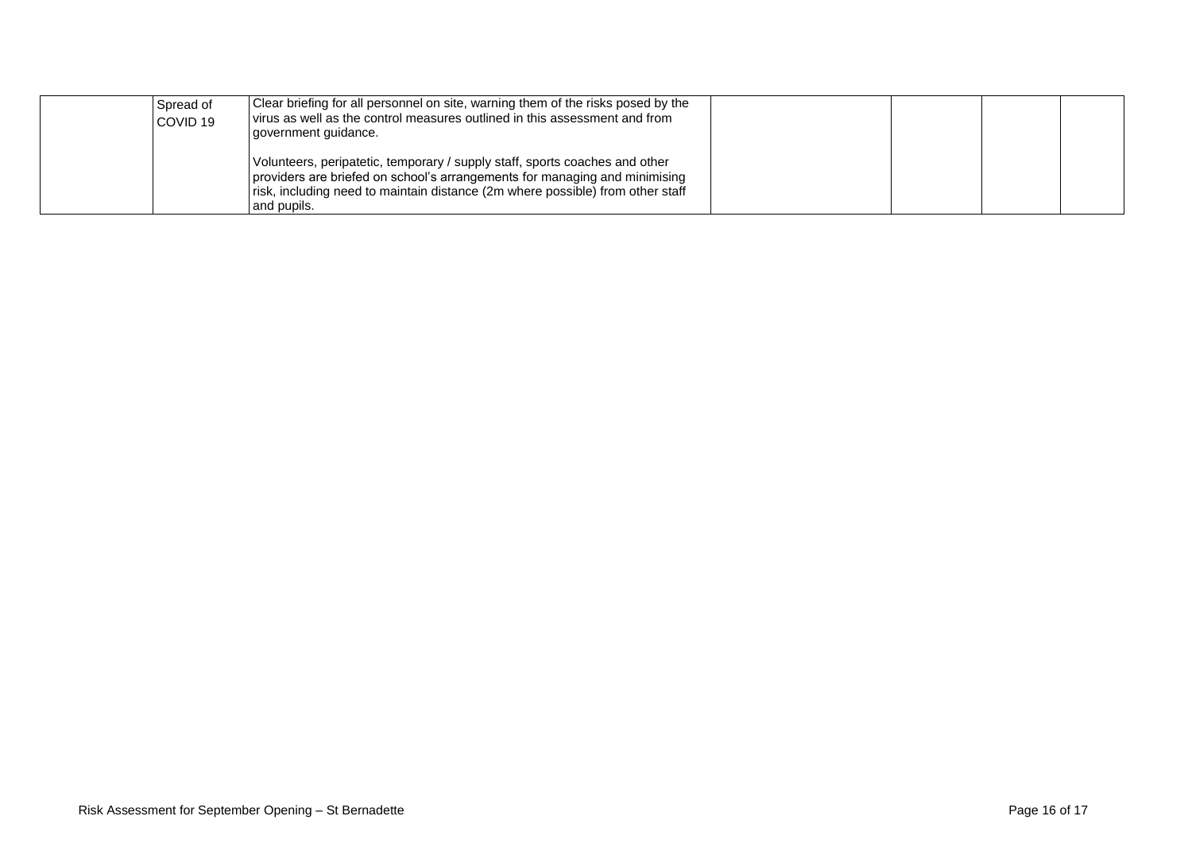| | | | | | | |
|---|---|---|---|---|---|---|
| | Spread of COVID 19 | Clear briefing for all personnel on site, warning them of the risks posed by the virus as well as the control measures outlined in this assessment and from government guidance.<br><br>Volunteers, peripatetic, temporary / supply staff, sports coaches and other providers are briefed on school's arrangements for managing and minimising risk, including need to maintain distance (2m where possible) from other staff and pupils. | | | | |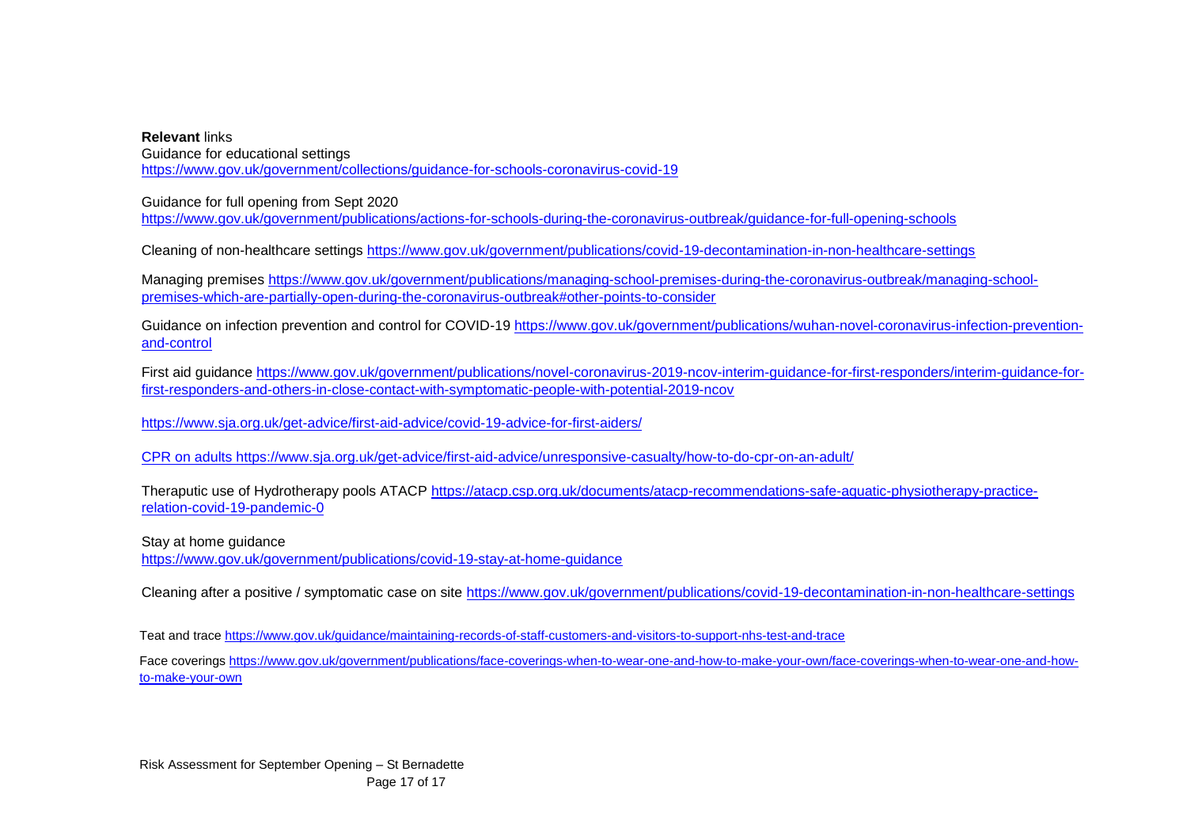**Relevant** links

Guidance for educational settings
https://www.gov.uk/government/collections/guidance-for-schools-coronavirus-covid-19

Guidance for full opening from Sept 2020
https://www.gov.uk/government/publications/actions-for-schools-during-the-coronavirus-outbreak/guidance-for-full-opening-schools

Cleaning of non-healthcare settings https://www.gov.uk/government/publications/covid-19-decontamination-in-non-healthcare-settings

Managing premises https://www.gov.uk/government/publications/managing-school-premises-during-the-coronavirus-outbreak/managing-school-premises-which-are-partially-open-during-the-coronavirus-outbreak#other-points-to-consider

Guidance on infection prevention and control for COVID-19 https://www.gov.uk/government/publications/wuhan-novel-coronavirus-infection-prevention-and-control

First aid guidance https://www.gov.uk/government/publications/novel-coronavirus-2019-ncov-interim-guidance-for-first-responders/interim-guidance-for-first-responders-and-others-in-close-contact-with-symptomatic-people-with-potential-2019-ncov

https://www.sja.org.uk/get-advice/first-aid-advice/covid-19-advice-for-first-aiders/

CPR on adults https://www.sja.org.uk/get-advice/first-aid-advice/unresponsive-casualty/how-to-do-cpr-on-an-adult/

Theraputic use of Hydrotherapy pools ATACP https://atacp.csp.org.uk/documents/atacp-recommendations-safe-aquatic-physiotherapy-practice-relation-covid-19-pandemic-0

Stay at home guidance
https://www.gov.uk/government/publications/covid-19-stay-at-home-guidance

Cleaning after a positive / symptomatic case on site https://www.gov.uk/government/publications/covid-19-decontamination-in-non-healthcare-settings

Teat and trace https://www.gov.uk/guidance/maintaining-records-of-staff-customers-and-visitors-to-support-nhs-test-and-trace

Face coverings https://www.gov.uk/government/publications/face-coverings-when-to-wear-one-and-how-to-make-your-own/face-coverings-when-to-wear-one-and-how-to-make-your-own